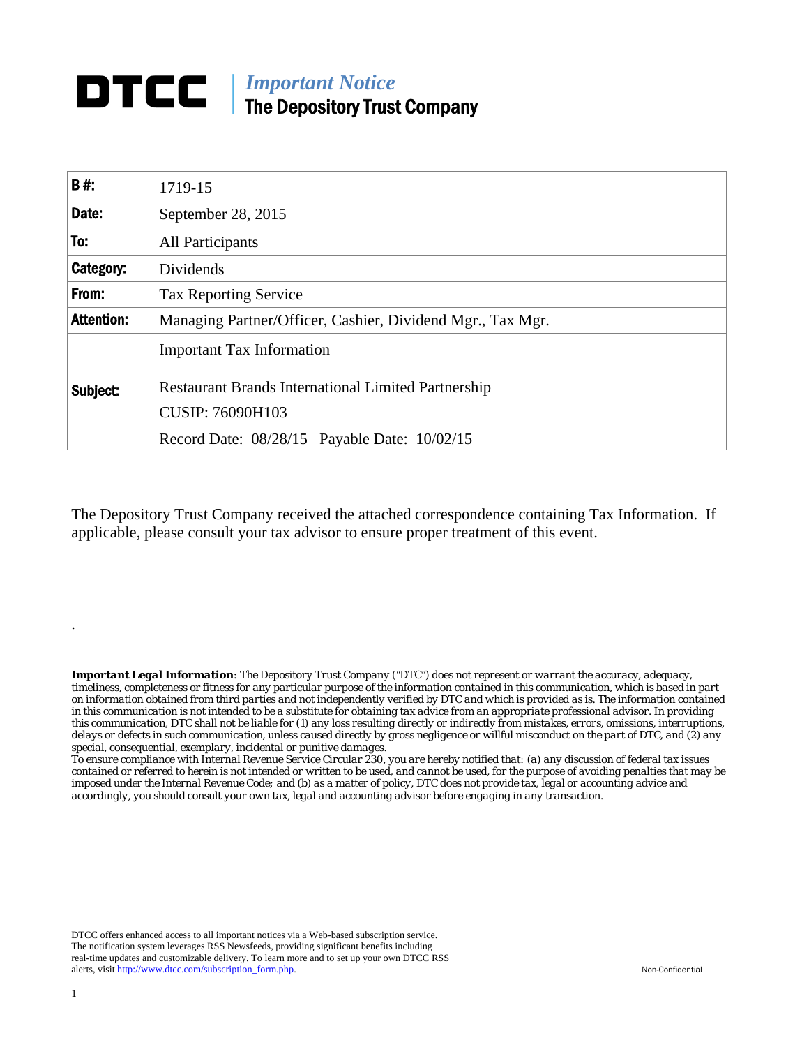# DTCC

*Important Notice*
**The Depository Trust Company**

| **B #:** | 1719-15 |
|---|---|
| **Date:** | September 28, 2015 |
| **To:** | All Participants |
| **Category:** | Dividends |
| **From:** | Tax Reporting Service |
| **Attention:** | Managing Partner/Officer, Cashier, Dividend Mgr., Tax Mgr. |
| **Subject:** | Important Tax Information<br><br>Restaurant Brands International Limited Partnership<br>CUSIP: 76090H103<br>Record Date: 08/28/15 Payable Date: 10/02/15 |

The Depository Trust Company received the attached correspondence containing Tax Information. If applicable, please consult your tax advisor to ensure proper treatment of this event.

.

***Important Legal Information****: The Depository Trust Company ("DTC") does not represent or warrant the accuracy, adequacy, timeliness, completeness or fitness for any particular purpose of the information contained in this communication, which is based in part on information obtained from third parties and not independently verified by DTC and which is provided as is. The information contained in this communication is not intended to be a substitute for obtaining tax advice from an appropriate professional advisor. In providing this communication, DTC shall not be liable for (1) any loss resulting directly or indirectly from mistakes, errors, omissions, interruptions, delays or defects in such communication, unless caused directly by gross negligence or willful misconduct on the part of DTC, and (2) any special, consequential, exemplary, incidental or punitive damages.*

*To ensure compliance with Internal Revenue Service Circular 230, you are hereby notified that: (a) any discussion of federal tax issues contained or referred to herein is not intended or written to be used, and cannot be used, for the purpose of avoiding penalties that may be imposed under the Internal Revenue Code; and (b) as a matter of policy, DTC does not provide tax, legal or accounting advice and accordingly, you should consult your own tax, legal and accounting advisor before engaging in any transaction.*

DTCC offers enhanced access to all important notices via a Web-based subscription service. The notification system leverages RSS Newsfeeds, providing significant benefits including real-time updates and customizable delivery. To learn more and to set up your own DTCC RSS alerts, visit [http://www.dtcc.com/subscription_form.php](http://www.dtcc.com/subscription_form.php).

Non-Confidential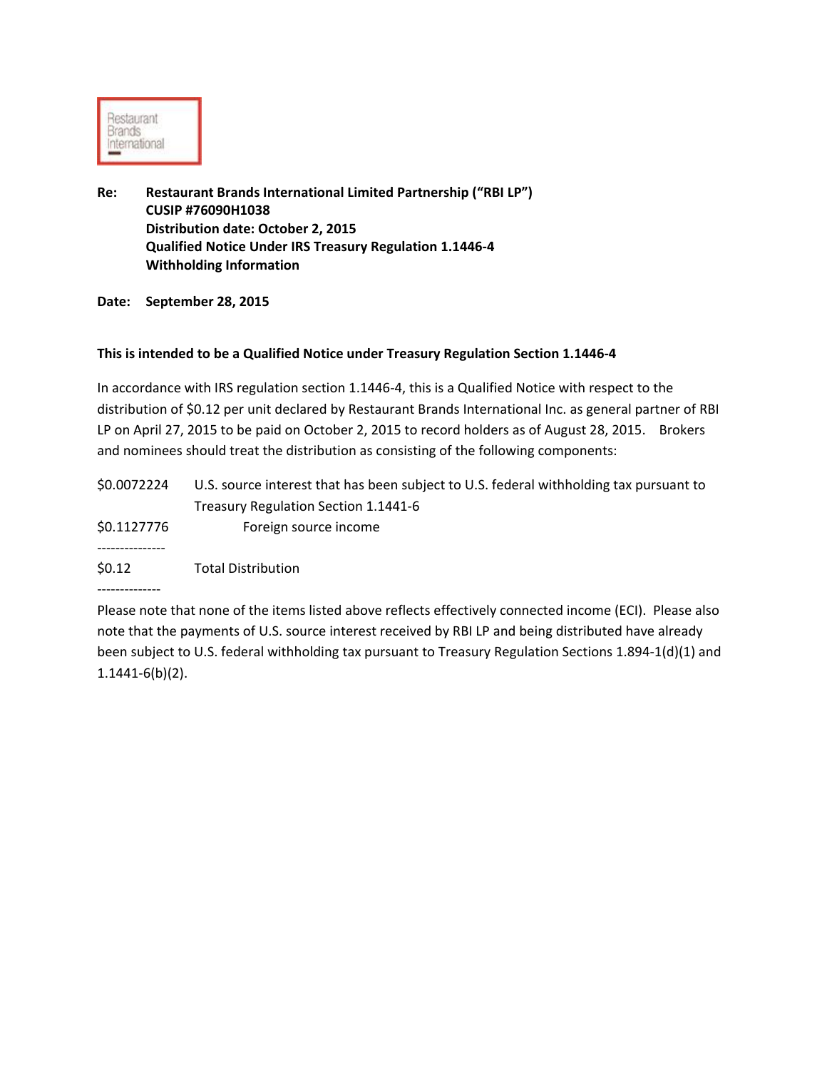Restaurant Brands International

**Re:** **Restaurant Brands International Limited Partnership ("RBI LP")**
**CUSIP #76090H1038**
**Distribution date: October 2, 2015**
**Qualified Notice Under IRS Treasury Regulation 1.1446-4**
**Withholding Information**

**Date:** **September 28, 2015**

**This is intended to be a Qualified Notice under Treasury Regulation Section 1.1446-4**

In accordance with IRS regulation section 1.1446-4, this is a Qualified Notice with respect to the distribution of $0.12 per unit declared by Restaurant Brands International Inc. as general partner of RBI LP on April 27, 2015 to be paid on October 2, 2015 to record holders as of August 28, 2015. Brokers and nominees should treat the distribution as consisting of the following components:

| | |
|---|---|
| $0.0072224 | U.S. source interest that has been subject to U.S. federal withholding tax pursuant to Treasury Regulation Section 1.1441-6 |
| $0.1127776 | Foreign source income |
| --------------- | |
| $0.12 | Total Distribution |
| -------------- | |

Please note that none of the items listed above reflects effectively connected income (ECI). Please also note that the payments of U.S. source interest received by RBI LP and being distributed have already been subject to U.S. federal withholding tax pursuant to Treasury Regulation Sections 1.894-1(d)(1) and 1.1441-6(b)(2).